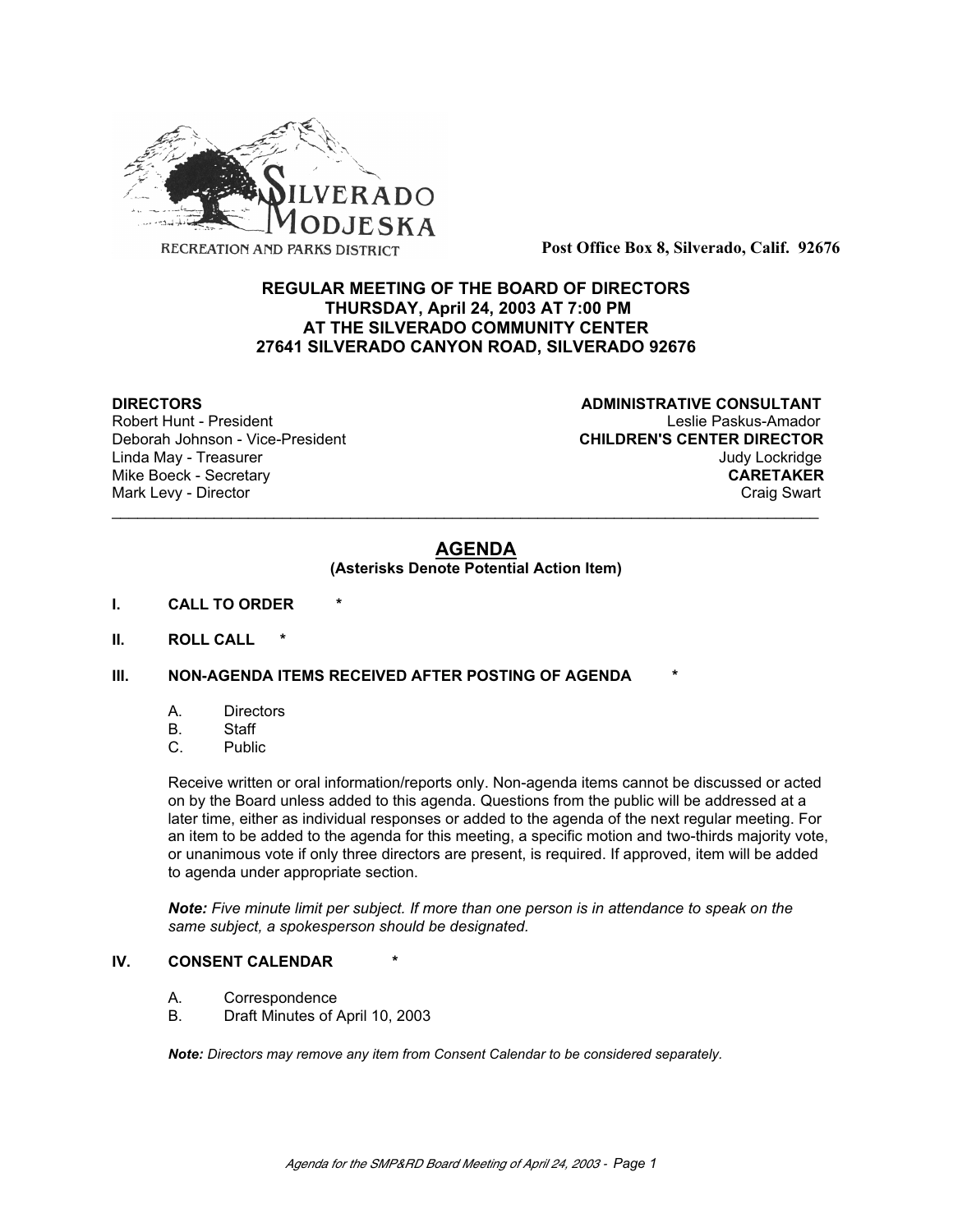SILVERADO MODJESKA
RECREATION AND PARKS DISTRICT

**Post Office Box 8, Silverado, Calif. 92676**

**REGULAR MEETING OF THE BOARD OF DIRECTORS**
**THURSDAY, April 24, 2003 AT 7:00 PM**
**AT THE SILVERADO COMMUNITY CENTER**
**27641 SILVERADO CANYON ROAD, SILVERADO 92676**

**DIRECTORS**
Robert Hunt - President
Deborah Johnson - Vice-President
Linda May - Treasurer
Mike Boeck - Secretary
Mark Levy - Director

**ADMINISTRATIVE CONSULTANT**
Leslie Paskus-Amador
**CHILDREN'S CENTER DIRECTOR**
Judy Lockridge
**CARETAKER**
Craig Swart

---

# AGENDA

**(Asterisks Denote Potential Action Item)**

**I. CALL TO ORDER** *

**II. ROLL CALL** *

**III. NON-AGENDA ITEMS RECEIVED AFTER POSTING OF AGENDA** *

A. Directors
B. Staff
C. Public

Receive written or oral information/reports only. Non-agenda items cannot be discussed or acted on by the Board unless added to this agenda. Questions from the public will be addressed at a later time, either as individual responses or added to the agenda of the next regular meeting. For an item to be added to the agenda for this meeting, a specific motion and two-thirds majority vote, or unanimous vote if only three directors are present, is required. If approved, item will be added to agenda under appropriate section.

***Note:*** *Five minute limit per subject. If more than one person is in attendance to speak on the same subject, a spokesperson should be designated.*

**IV. CONSENT CALENDAR** *

A. Correspondence
B. Draft Minutes of April 10, 2003

***Note:*** *Directors may remove any item from Consent Calendar to be considered separately.*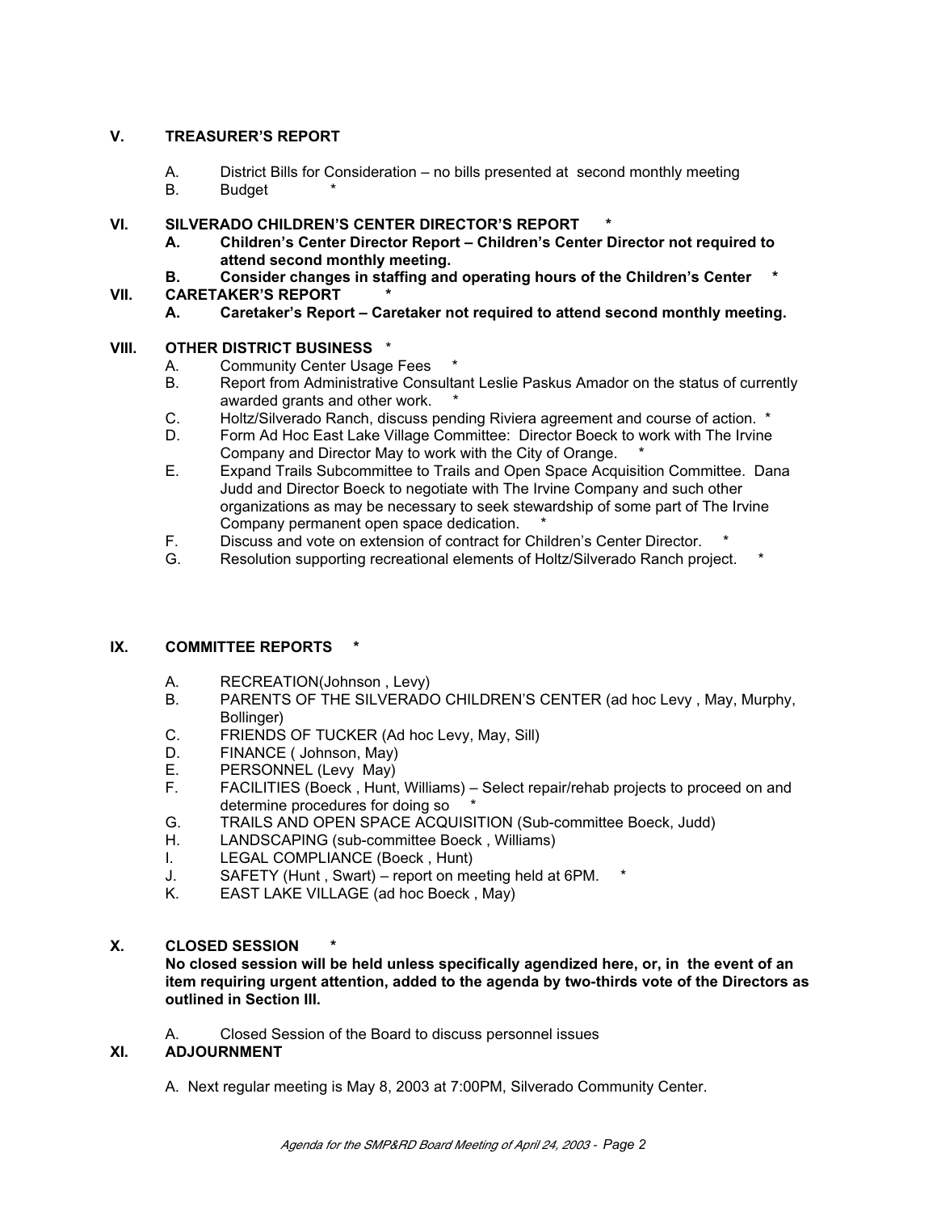## V. TREASURER'S REPORT

A. District Bills for Consideration – no bills presented at second monthly meeting
B. Budget *

## VI. SILVERADO CHILDREN'S CENTER DIRECTOR'S REPORT *

**A. Children's Center Director Report – Children's Center Director not required to attend second monthly meeting.**

**B. Consider changes in staffing and operating hours of the Children's Center** *

## VII. CARETAKER'S REPORT *

**A. Caretaker's Report – Caretaker not required to attend second monthly meeting.**

## VIII. OTHER DISTRICT BUSINESS *

A. Community Center Usage Fees *
B. Report from Administrative Consultant Leslie Paskus Amador on the status of currently awarded grants and other work. *
C. Holtz/Silverado Ranch, discuss pending Riviera agreement and course of action. *
D. Form Ad Hoc East Lake Village Committee: Director Boeck to work with The Irvine Company and Director May to work with the City of Orange. *
E. Expand Trails Subcommittee to Trails and Open Space Acquisition Committee. Dana Judd and Director Boeck to negotiate with The Irvine Company and such other organizations as may be necessary to seek stewardship of some part of The Irvine Company permanent open space dedication. *
F. Discuss and vote on extension of contract for Children's Center Director. *
G. Resolution supporting recreational elements of Holtz/Silverado Ranch project. *

## IX. COMMITTEE REPORTS *

A. RECREATION(Johnson , Levy)
B. PARENTS OF THE SILVERADO CHILDREN'S CENTER (ad hoc Levy , May, Murphy, Bollinger)
C. FRIENDS OF TUCKER (Ad hoc Levy, May, Sill)
D. FINANCE ( Johnson, May)
E. PERSONNEL (Levy May)
F. FACILITIES (Boeck , Hunt, Williams) – Select repair/rehab projects to proceed on and determine procedures for doing so *
G. TRAILS AND OPEN SPACE ACQUISITION (Sub-committee Boeck, Judd)
H. LANDSCAPING (sub-committee Boeck , Williams)
I. LEGAL COMPLIANCE (Boeck , Hunt)
J. SAFETY (Hunt , Swart) – report on meeting held at 6PM. *
K. EAST LAKE VILLAGE (ad hoc Boeck , May)

## X. CLOSED SESSION *

**No closed session will be held unless specifically agendized here, or, in the event of an item requiring urgent attention, added to the agenda by two-thirds vote of the Directors as outlined in Section III.**

A. Closed Session of the Board to discuss personnel issues

## XI. ADJOURNMENT

A. Next regular meeting is May 8, 2003 at 7:00PM, Silverado Community Center.